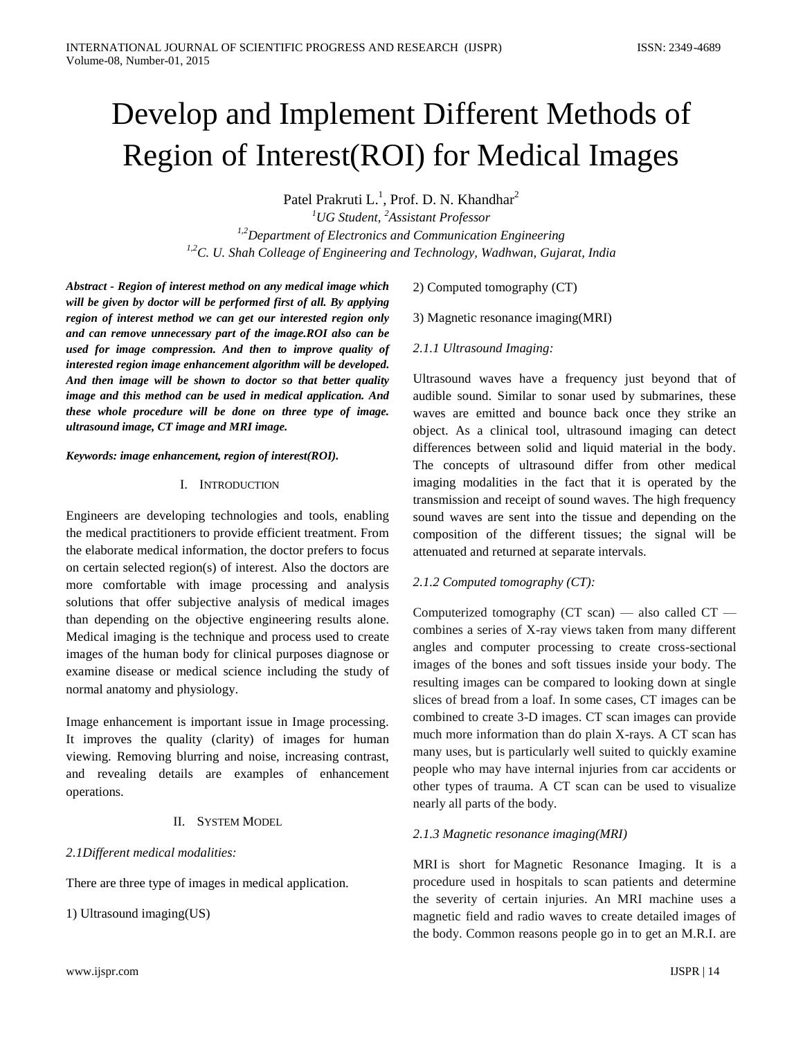# Develop and Implement Different Methods of Region of Interest(ROI) for Medical Images

Patel Prakruti L.[1], Prof. D. N. Khandhar[2]

[1]*UG Student*, [2]*Assistant Professor*

[1,2]*Department of Electronics and Communication Engineering*

[1,2]*C. U. Shah Colleage of Engineering and Technology, Wadhwan, Gujarat, India*

***Abstract - Region of interest method on any medical image which will be given by doctor will be performed first of all. By applying region of interest method we can get our interested region only and can remove unnecessary part of the image.ROI also can be used for image compression. And then to improve quality of interested region image enhancement algorithm will be developed. And then image will be shown to doctor so that better quality image and this method can be used in medical application. And these whole procedure will be done on three type of image. ultrasound image, CT image and MRI image.***

***Keywords: image enhancement, region of interest(ROI).***

## I. Introduction

Engineers are developing technologies and tools, enabling the medical practitioners to provide efficient treatment. From the elaborate medical information, the doctor prefers to focus on certain selected region(s) of interest. Also the doctors are more comfortable with image processing and analysis solutions that offer subjective analysis of medical images than depending on the objective engineering results alone. Medical imaging is the technique and process used to create images of the human body for clinical purposes diagnose or examine disease or medical science including the study of normal anatomy and physiology.

Image enhancement is important issue in Image processing. It improves the quality (clarity) of images for human viewing. Removing blurring and noise, increasing contrast, and revealing details are examples of enhancement operations.

## II. System Model

*2.1Different medical modalities:*

There are three type of images in medical application.

1) Ultrasound imaging(US)

2) Computed tomography (CT)

3) Magnetic resonance imaging(MRI)

*2.1.1 Ultrasound Imaging:*

Ultrasound waves have a frequency just beyond that of audible sound. Similar to sonar used by submarines, these waves are emitted and bounce back once they strike an object. As a clinical tool, ultrasound imaging can detect differences between solid and liquid material in the body. The concepts of ultrasound differ from other medical imaging modalities in the fact that it is operated by the transmission and receipt of sound waves. The high frequency sound waves are sent into the tissue and depending on the composition of the different tissues; the signal will be attenuated and returned at separate intervals.

*2.1.2 Computed tomography (CT):*

Computerized tomography (CT scan) — also called CT — combines a series of X-ray views taken from many different angles and computer processing to create cross-sectional images of the bones and soft tissues inside your body. The resulting images can be compared to looking down at single slices of bread from a loaf. In some cases, CT images can be combined to create 3-D images. CT scan images can provide much more information than do plain X-rays. A CT scan has many uses, but is particularly well suited to quickly examine people who may have internal injuries from car accidents or other types of trauma. A CT scan can be used to visualize nearly all parts of the body.

*2.1.3 Magnetic resonance imaging(MRI)*

MRI is short for Magnetic Resonance Imaging. It is a procedure used in hospitals to scan patients and determine the severity of certain injuries. An MRI machine uses a magnetic field and radio waves to create detailed images of the body. Common reasons people go in to get an M.R.I. are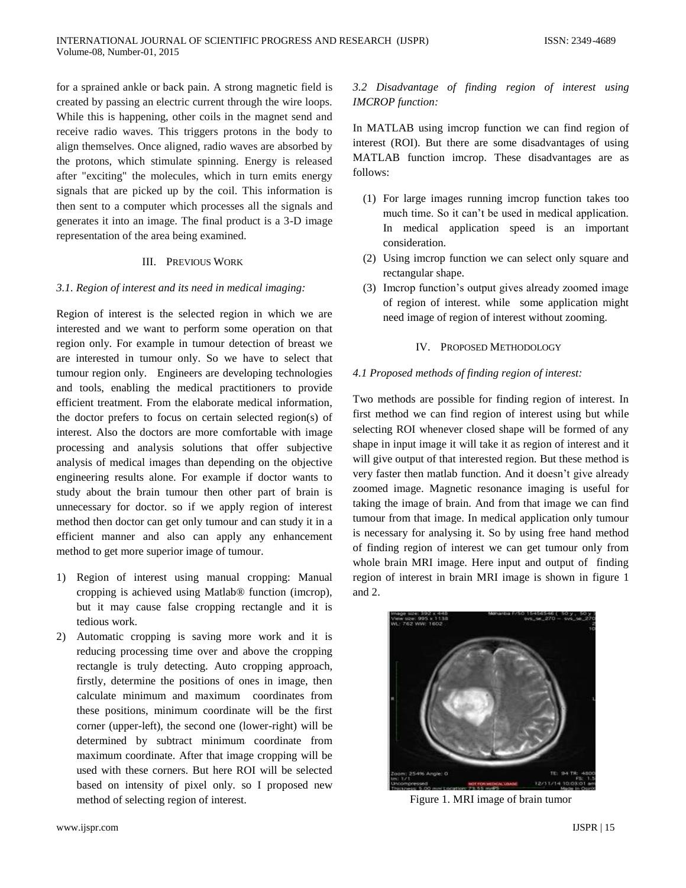for a sprained ankle or back pain. A strong magnetic field is created by passing an electric current through the wire loops. While this is happening, other coils in the magnet send and receive radio waves. This triggers protons in the body to align themselves. Once aligned, radio waves are absorbed by the protons, which stimulate spinning. Energy is released after "exciting" the molecules, which in turn emits energy signals that are picked up by the coil. This information is then sent to a computer which processes all the signals and generates it into an image. The final product is a 3-D image representation of the area being examined.

## III. PREVIOUS WORK

### *3.1. Region of interest and its need in medical imaging:*

Region of interest is the selected region in which we are interested and we want to perform some operation on that region only. For example in tumour detection of breast we are interested in tumour only. So we have to select that tumour region only. Engineers are developing technologies and tools, enabling the medical practitioners to provide efficient treatment. From the elaborate medical information, the doctor prefers to focus on certain selected region(s) of interest. Also the doctors are more comfortable with image processing and analysis solutions that offer subjective analysis of medical images than depending on the objective engineering results alone. For example if doctor wants to study about the brain tumour then other part of brain is unnecessary for doctor. so if we apply region of interest method then doctor can get only tumour and can study it in a efficient manner and also can apply any enhancement method to get more superior image of tumour.

1) Region of interest using manual cropping: Manual cropping is achieved using Matlab® function (imcrop), but it may cause false cropping rectangle and it is tedious work.
2) Automatic cropping is saving more work and it is reducing processing time over and above the cropping rectangle is truly detecting. Auto cropping approach, firstly, determine the positions of ones in image, then calculate minimum and maximum coordinates from these positions, minimum coordinate will be the first corner (upper-left), the second one (lower-right) will be determined by subtract minimum coordinate from maximum coordinate. After that image cropping will be used with these corners. But here ROI will be selected based on intensity of pixel only. so I proposed new method of selecting region of interest.

### *3.2 Disadvantage of finding region of interest using IMCROP function:*

In MATLAB using imcrop function we can find region of interest (ROI). But there are some disadvantages of using MATLAB function imcrop. These disadvantages are as follows:

(1) For large images running imcrop function takes too much time. So it can't be used in medical application. In medical application speed is an important consideration.
(2) Using imcrop function we can select only square and rectangular shape.
(3) Imcrop function's output gives already zoomed image of region of interest. while some application might need image of region of interest without zooming.

## IV. PROPOSED METHODOLOGY

### *4.1 Proposed methods of finding region of interest:*

Two methods are possible for finding region of interest. In first method we can find region of interest using but while selecting ROI whenever closed shape will be formed of any shape in input image it will take it as region of interest and it will give output of that interested region. But these method is very faster then matlab function. And it doesn't give already zoomed image. Magnetic resonance imaging is useful for taking the image of brain. And from that image we can find tumour from that image. In medical application only tumour is necessary for analysing it. So by using free hand method of finding region of interest we can get tumour only from whole brain MRI image. Here input and output of finding region of interest in brain MRI image is shown in figure 1 and 2.

Figure 1. MRI image of brain tumor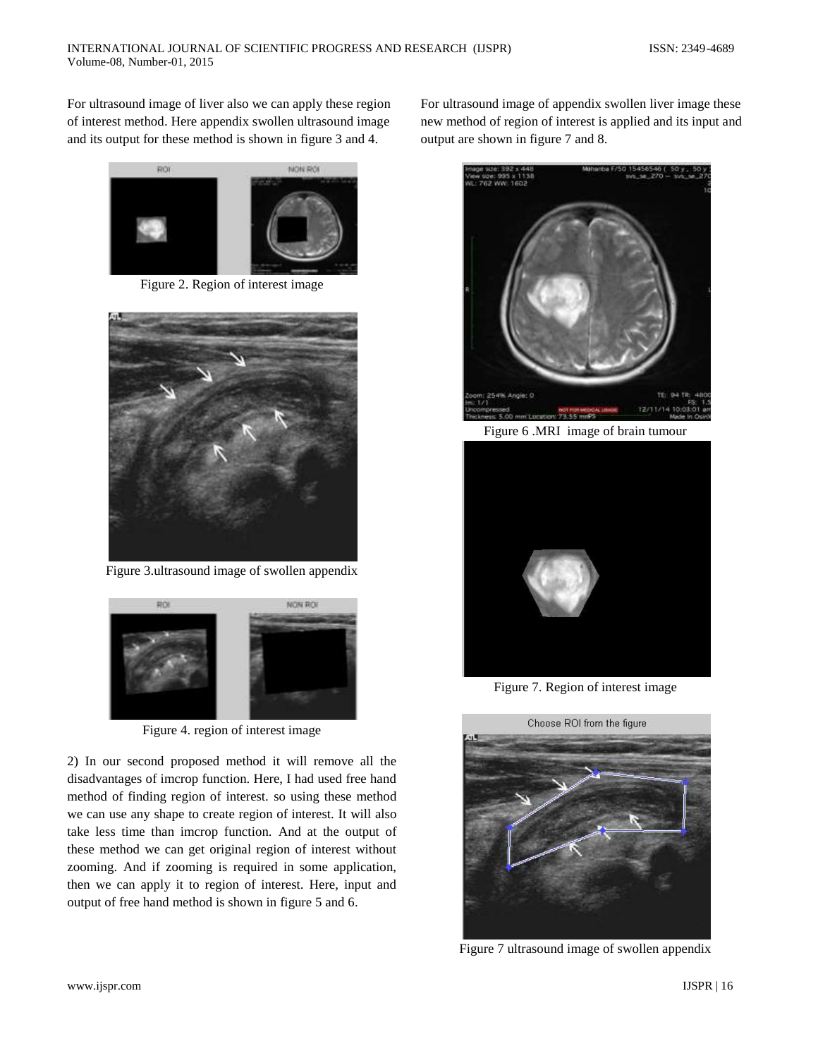For ultrasound image of liver also we can apply these region of interest method. Here appendix swollen ultrasound image and its output for these method is shown in figure 3 and 4.

Figure 2. Region of interest image

Figure 3.ultrasound image of swollen appendix

Figure 4. region of interest image

2) In our second proposed method it will remove all the disadvantages of imcrop function. Here, I had used free hand method of finding region of interest. so using these method we can use any shape to create region of interest. It will also take less time than imcrop function. And at the output of these method we can get original region of interest without zooming. And if zooming is required in some application, then we can apply it to region of interest. Here, input and output of free hand method is shown in figure 5 and 6.

For ultrasound image of appendix swollen liver image these new method of region of interest is applied and its input and output are shown in figure 7 and 8.

Figure 6 .MRI image of brain tumour

Figure 7. Region of interest image

Figure 7 ultrasound image of swollen appendix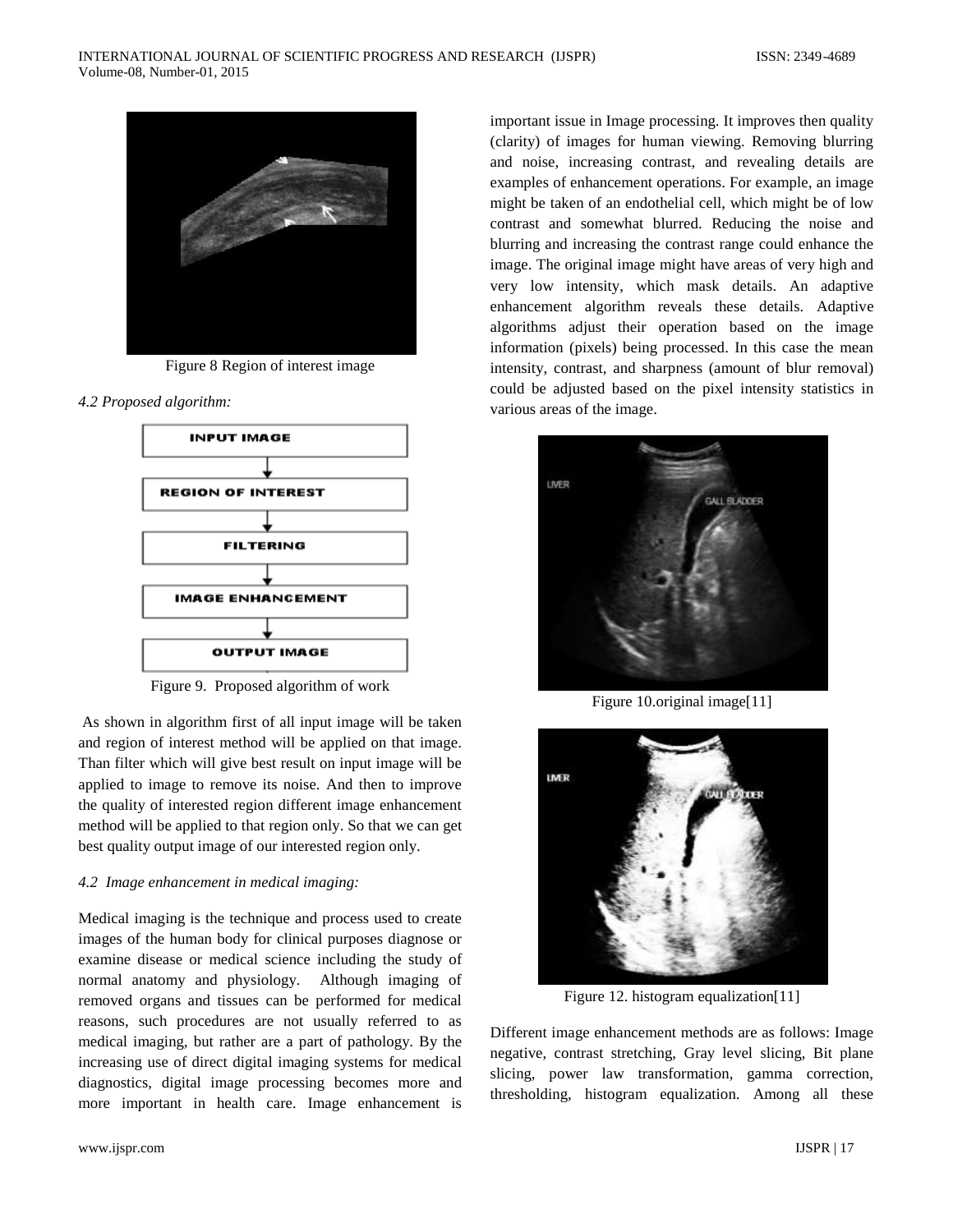Figure 8 Region of interest image

*4.2 Proposed algorithm:*

INPUT IMAGE → REGION OF INTEREST → FILTERING → IMAGE ENHANCEMENT → OUTPUT IMAGE

Figure 9. Proposed algorithm of work

As shown in algorithm first of all input image will be taken and region of interest method will be applied on that image. Than filter which will give best result on input image will be applied to image to remove its noise. And then to improve the quality of interested region different image enhancement method will be applied to that region only. So that we can get best quality output image of our interested region only.

*4.2 Image enhancement in medical imaging:*

Medical imaging is the technique and process used to create images of the human body for clinical purposes diagnose or examine disease or medical science including the study of normal anatomy and physiology. Although imaging of removed organs and tissues can be performed for medical reasons, such procedures are not usually referred to as medical imaging, but rather are a part of pathology. By the increasing use of direct digital imaging systems for medical diagnostics, digital image processing becomes more and more important in health care. Image enhancement is important issue in Image processing. It improves then quality (clarity) of images for human viewing. Removing blurring and noise, increasing contrast, and revealing details are examples of enhancement operations. For example, an image might be taken of an endothelial cell, which might be of low contrast and somewhat blurred. Reducing the noise and blurring and increasing the contrast range could enhance the image. The original image might have areas of very high and very low intensity, which mask details. An adaptive enhancement algorithm reveals these details. Adaptive algorithms adjust their operation based on the image information (pixels) being processed. In this case the mean intensity, contrast, and sharpness (amount of blur removal) could be adjusted based on the pixel intensity statistics in various areas of the image.

Figure 10.original image[11]

Figure 12. histogram equalization[11]

Different image enhancement methods are as follows: Image negative, contrast stretching, Gray level slicing, Bit plane slicing, power law transformation, gamma correction, thresholding, histogram equalization. Among all these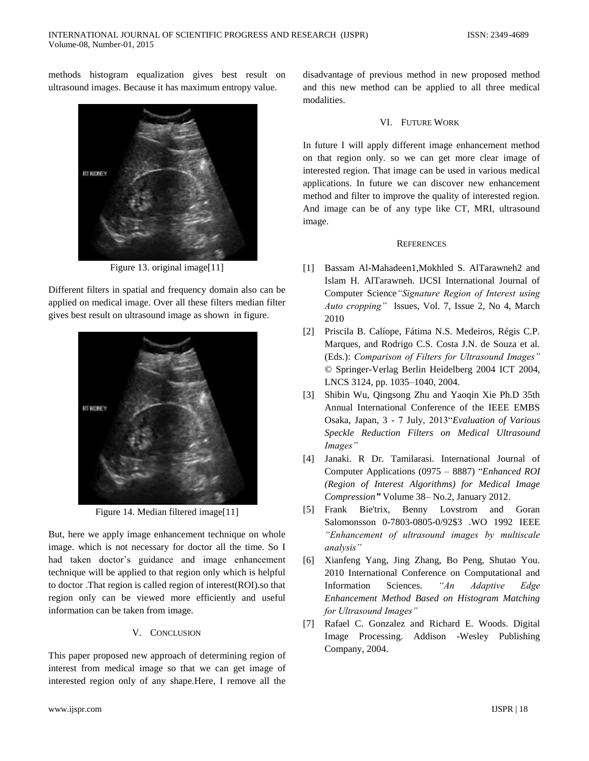methods histogram equalization gives best result on ultrasound images. Because it has maximum entropy value.

Figure 13. original image[11]

Different filters in spatial and frequency domain also can be applied on medical image. Over all these filters median filter gives best result on ultrasound image as shown in figure.

Figure 14. Median filtered image[11]

But, here we apply image enhancement technique on whole image. which is not necessary for doctor all the time. So I had taken doctor's guidance and image enhancement technique will be applied to that region only which is helpful to doctor .That region is called region of interest(ROI).so that region only can be viewed more efficiently and useful information can be taken from image.

## V. Conclusion

This paper proposed new approach of determining region of interest from medical image so that we can get image of interested region only of any shape.Here, I remove all the disadvantage of previous method in new proposed method and this new method can be applied to all three medical modalities.

## VI. Future Work

In future I will apply different image enhancement method on that region only. so we can get more clear image of interested region. That image can be used in various medical applications. In future we can discover new enhancement method and filter to improve the quality of interested region. And image can be of any type like CT, MRI, ultrasound image.

## References

[1] Bassam Al-Mahadeen1,Mokhled S. AlTarawneh2 and Islam H. AlTarawneh. IJCSI International Journal of Computer Science*"Signature Region of Interest using Auto cropping"* Issues, Vol. 7, Issue 2, No 4, March 2010

[2] Priscila B. Calíope, Fátima N.S. Medeiros, Régis C.P. Marques, and Rodrigo C.S. Costa J.N. de Souza et al. (Eds.): *Comparison of Filters for Ultrasound Images"* © Springer-Verlag Berlin Heidelberg 2004 ICT 2004, LNCS 3124, pp. 1035–1040, 2004.

[3] Shibin Wu, Qingsong Zhu and Yaoqin Xie Ph.D 35th Annual International Conference of the IEEE EMBS Osaka, Japan, 3 - 7 July, 2013"*Evaluation of Various Speckle Reduction Filters on Medical Ultrasound Images"*

[4] Janaki. R Dr. Tamilarasi. International Journal of Computer Applications (0975 – 8887) "*Enhanced ROI (Region of Interest Algorithms) for Medical Image Compression***"** Volume 38– No.2, January 2012.

[5] Frank Bie'trix, Benny Lovstrom and Goran Salomonsson 0-7803-0805-0/92$3 .WO 1992 IEEE *"Enhancement of ultrasound images by multiscale analysis"*

[6] Xianfeng Yang, Jing Zhang, Bo Peng, Shutao You. 2010 International Conference on Computational and Information Sciences. *"An Adaptive Edge Enhancement Method Based on Histogram Matching for Ultrasound Images"*

[7] Rafael C. Gonzalez and Richard E. Woods. Digital Image Processing. Addison -Wesley Publishing Company, 2004.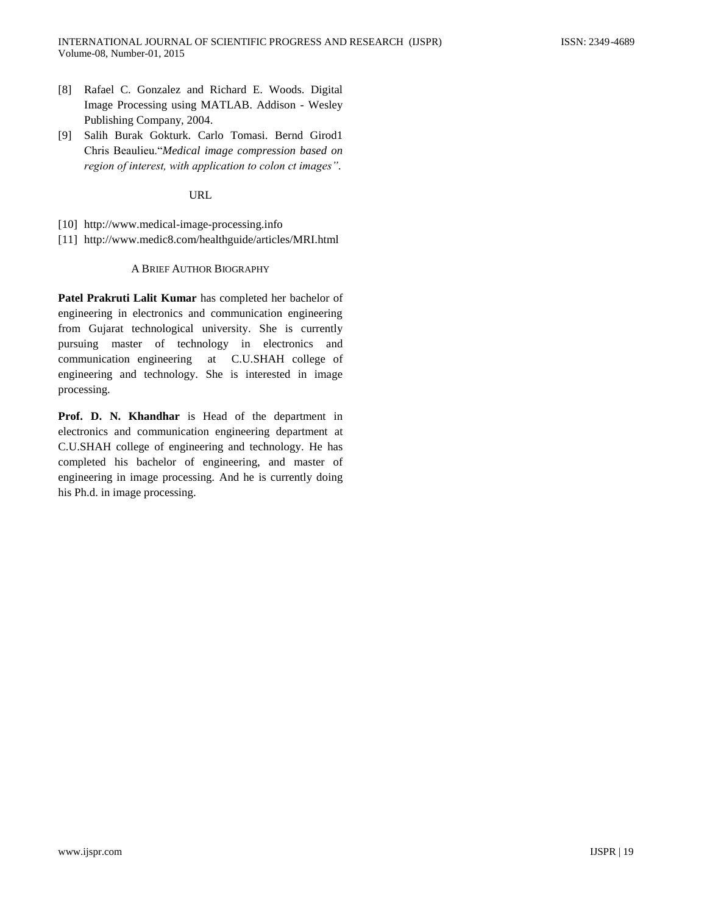[8] Rafael C. Gonzalez and Richard E. Woods. Digital Image Processing using MATLAB. Addison - Wesley Publishing Company, 2004.

[9] Salih Burak Gokturk. Carlo Tomasi. Bernd Girod1 Chris Beaulieu.“*Medical image compression based on region of interest, with application to colon ct images”*.

URL

[10] http://www.medical-image-processing.info

[11] http://www.medic8.com/healthguide/articles/MRI.html

## A Brief Author Biography

**Patel Prakruti Lalit Kumar** has completed her bachelor of engineering in electronics and communication engineering from Gujarat technological university. She is currently pursuing master of technology in electronics and communication engineering at C.U.SHAH college of engineering and technology. She is interested in image processing.

**Prof. D. N. Khandhar** is Head of the department in electronics and communication engineering department at C.U.SHAH college of engineering and technology. He has completed his bachelor of engineering, and master of engineering in image processing. And he is currently doing his Ph.d. in image processing.